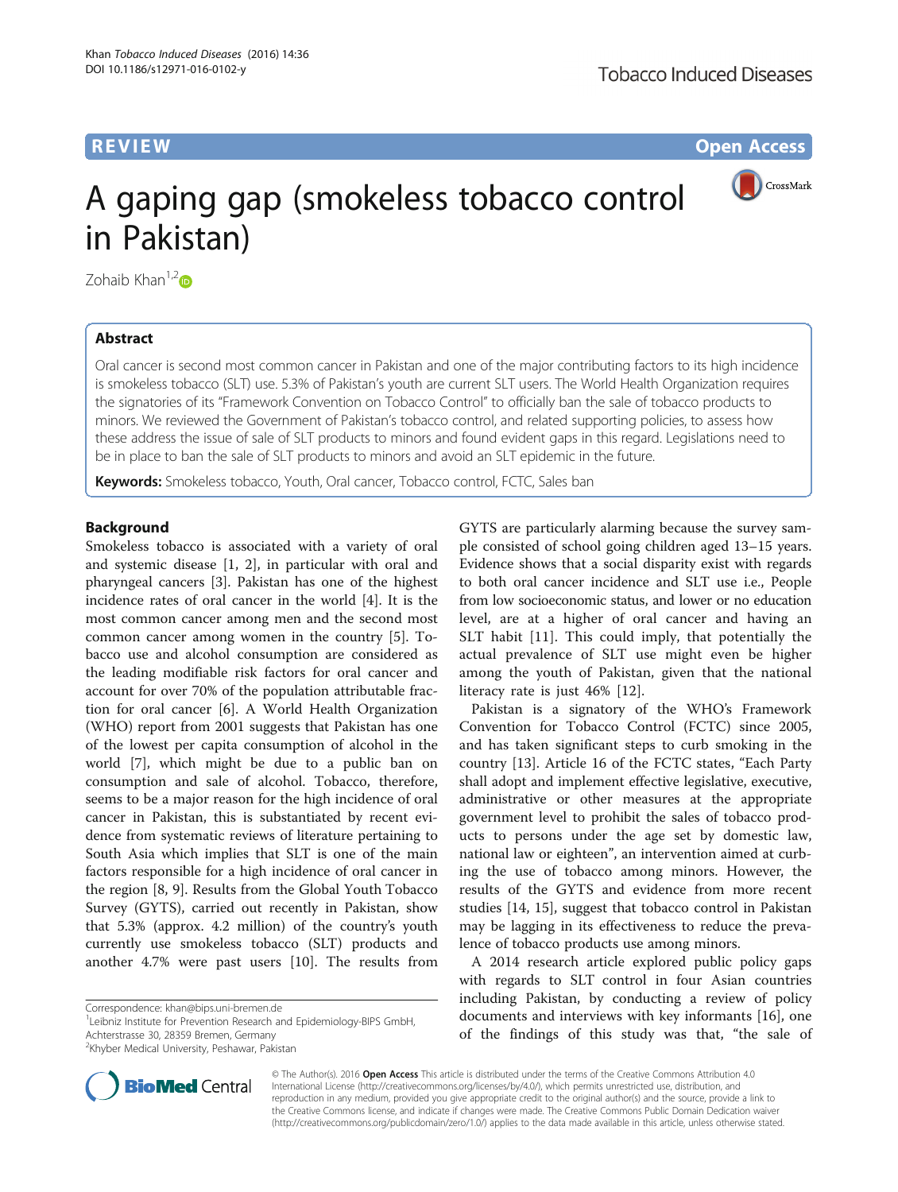REVIEW

Open Access

# A gaping gap (smokeless tobacco control in Pakistan)

Zohaib Khan[1,2]

## Abstract

Oral cancer is second most common cancer in Pakistan and one of the major contributing factors to its high incidence is smokeless tobacco (SLT) use. 5.3% of Pakistan's youth are current SLT users. The World Health Organization requires the signatories of its "Framework Convention on Tobacco Control" to officially ban the sale of tobacco products to minors. We reviewed the Government of Pakistan's tobacco control, and related supporting policies, to assess how these address the issue of sale of SLT products to minors and found evident gaps in this regard. Legislations need to be in place to ban the sale of SLT products to minors and avoid an SLT epidemic in the future.

**Keywords:** Smokeless tobacco, Youth, Oral cancer, Tobacco control, FCTC, Sales ban

## Background

Smokeless tobacco is associated with a variety of oral and systemic disease [1, 2], in particular with oral and pharyngeal cancers [3]. Pakistan has one of the highest incidence rates of oral cancer in the world [4]. It is the most common cancer among men and the second most common cancer among women in the country [5]. Tobacco use and alcohol consumption are considered as the leading modifiable risk factors for oral cancer and account for over 70% of the population attributable fraction for oral cancer [6]. A World Health Organization (WHO) report from 2001 suggests that Pakistan has one of the lowest per capita consumption of alcohol in the world [7], which might be due to a public ban on consumption and sale of alcohol. Tobacco, therefore, seems to be a major reason for the high incidence of oral cancer in Pakistan, this is substantiated by recent evidence from systematic reviews of literature pertaining to South Asia which implies that SLT is one of the main factors responsible for a high incidence of oral cancer in the region [8, 9]. Results from the Global Youth Tobacco Survey (GYTS), carried out recently in Pakistan, show that 5.3% (approx. 4.2 million) of the country's youth currently use smokeless tobacco (SLT) products and another 4.7% were past users [10]. The results from GYTS are particularly alarming because the survey sample consisted of school going children aged 13–15 years. Evidence shows that a social disparity exist with regards to both oral cancer incidence and SLT use i.e., People from low socioeconomic status, and lower or no education level, are at a higher of oral cancer and having an SLT habit [11]. This could imply, that potentially the actual prevalence of SLT use might even be higher among the youth of Pakistan, given that the national literacy rate is just 46% [12].

Pakistan is a signatory of the WHO's Framework Convention for Tobacco Control (FCTC) since 2005, and has taken significant steps to curb smoking in the country [13]. Article 16 of the FCTC states, "Each Party shall adopt and implement effective legislative, executive, administrative or other measures at the appropriate government level to prohibit the sales of tobacco products to persons under the age set by domestic law, national law or eighteen", an intervention aimed at curbing the use of tobacco among minors. However, the results of the GYTS and evidence from more recent studies [14, 15], suggest that tobacco control in Pakistan may be lagging in its effectiveness to reduce the prevalence of tobacco products use among minors.

A 2014 research article explored public policy gaps with regards to SLT control in four Asian countries including Pakistan, by conducting a review of policy documents and interviews with key informants [16], one of the findings of this study was that, "the sale of

Correspondence: khan@bips.uni-bremen.de

[1]Leibniz Institute for Prevention Research and Epidemiology-BIPS GmbH, Achterstrasse 30, 28359 Bremen, Germany

[2]Khyber Medical University, Peshawar, Pakistan

© The Author(s). 2016 **Open Access** This article is distributed under the terms of the Creative Commons Attribution 4.0 International License (http://creativecommons.org/licenses/by/4.0/), which permits unrestricted use, distribution, and reproduction in any medium, provided you give appropriate credit to the original author(s) and the source, provide a link to the Creative Commons license, and indicate if changes were made. The Creative Commons Public Domain Dedication waiver (http://creativecommons.org/publicdomain/zero/1.0/) applies to the data made available in this article, unless otherwise stated.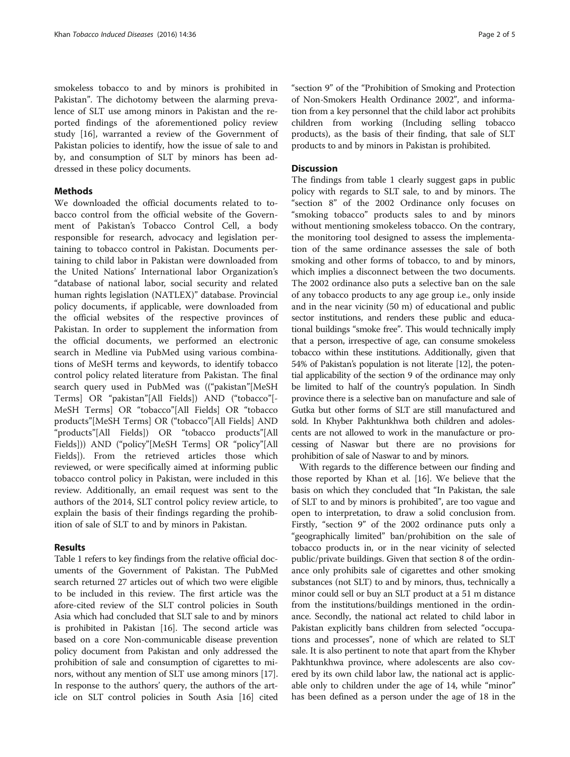smokeless tobacco to and by minors is prohibited in Pakistan". The dichotomy between the alarming prevalence of SLT use among minors in Pakistan and the reported findings of the aforementioned policy review study [16], warranted a review of the Government of Pakistan policies to identify, how the issue of sale to and by, and consumption of SLT by minors has been addressed in these policy documents.

## Methods

We downloaded the official documents related to tobacco control from the official website of the Government of Pakistan's Tobacco Control Cell, a body responsible for research, advocacy and legislation pertaining to tobacco control in Pakistan. Documents pertaining to child labor in Pakistan were downloaded from the United Nations' International labor Organization's "database of national labor, social security and related human rights legislation (NATLEX)" database. Provincial policy documents, if applicable, were downloaded from the official websites of the respective provinces of Pakistan. In order to supplement the information from the official documents, we performed an electronic search in Medline via PubMed using various combinations of MeSH terms and keywords, to identify tobacco control policy related literature from Pakistan. The final search query used in PubMed was (("pakistan"[MeSH Terms] OR "pakistan"[All Fields]) AND ("tobacco"[MeSH Terms] OR "tobacco"[All Fields] OR "tobacco products"[MeSH Terms] OR ("tobacco"[All Fields] AND "products"[All Fields]) OR "tobacco products"[All Fields])) AND ("policy"[MeSH Terms] OR "policy"[All Fields]). From the retrieved articles those which reviewed, or were specifically aimed at informing public tobacco control policy in Pakistan, were included in this review. Additionally, an email request was sent to the authors of the 2014, SLT control policy review article, to explain the basis of their findings regarding the prohibition of sale of SLT to and by minors in Pakistan.

## Results

Table 1 refers to key findings from the relative official documents of the Government of Pakistan. The PubMed search returned 27 articles out of which two were eligible to be included in this review. The first article was the afore-cited review of the SLT control policies in South Asia which had concluded that SLT sale to and by minors is prohibited in Pakistan [16]. The second article was based on a core Non-communicable disease prevention policy document from Pakistan and only addressed the prohibition of sale and consumption of cigarettes to minors, without any mention of SLT use among minors [17]. In response to the authors' query, the authors of the article on SLT control policies in South Asia [16] cited "section 9" of the "Prohibition of Smoking and Protection of Non-Smokers Health Ordinance 2002", and information from a key personnel that the child labor act prohibits children from working (Including selling tobacco products), as the basis of their finding, that sale of SLT products to and by minors in Pakistan is prohibited.

## Discussion

The findings from table 1 clearly suggest gaps in public policy with regards to SLT sale, to and by minors. The "section 8" of the 2002 Ordinance only focuses on "smoking tobacco" products sales to and by minors without mentioning smokeless tobacco. On the contrary, the monitoring tool designed to assess the implementation of the same ordinance assesses the sale of both smoking and other forms of tobacco, to and by minors, which implies a disconnect between the two documents. The 2002 ordinance also puts a selective ban on the sale of any tobacco products to any age group i.e., only inside and in the near vicinity (50 m) of educational and public sector institutions, and renders these public and educational buildings "smoke free". This would technically imply that a person, irrespective of age, can consume smokeless tobacco within these institutions. Additionally, given that 54% of Pakistan's population is not literate [12], the potential applicability of the section 9 of the ordinance may only be limited to half of the country's population. In Sindh province there is a selective ban on manufacture and sale of Gutka but other forms of SLT are still manufactured and sold. In Khyber Pakhtunkhwa both children and adolescents are not allowed to work in the manufacture or processing of Naswar but there are no provisions for prohibition of sale of Naswar to and by minors.

With regards to the difference between our finding and those reported by Khan et al. [16]. We believe that the basis on which they concluded that "In Pakistan, the sale of SLT to and by minors is prohibited", are too vague and open to interpretation, to draw a solid conclusion from. Firstly, "section 9" of the 2002 ordinance puts only a "geographically limited" ban/prohibition on the sale of tobacco products in, or in the near vicinity of selected public/private buildings. Given that section 8 of the ordinance only prohibits sale of cigarettes and other smoking substances (not SLT) to and by minors, thus, technically a minor could sell or buy an SLT product at a 51 m distance from the institutions/buildings mentioned in the ordinance. Secondly, the national act related to child labor in Pakistan explicitly bans children from selected "occupations and processes", none of which are related to SLT sale. It is also pertinent to note that apart from the Khyber Pakhtunkhwa province, where adolescents are also covered by its own child labor law, the national act is applicable only to children under the age of 14, while "minor" has been defined as a person under the age of 18 in the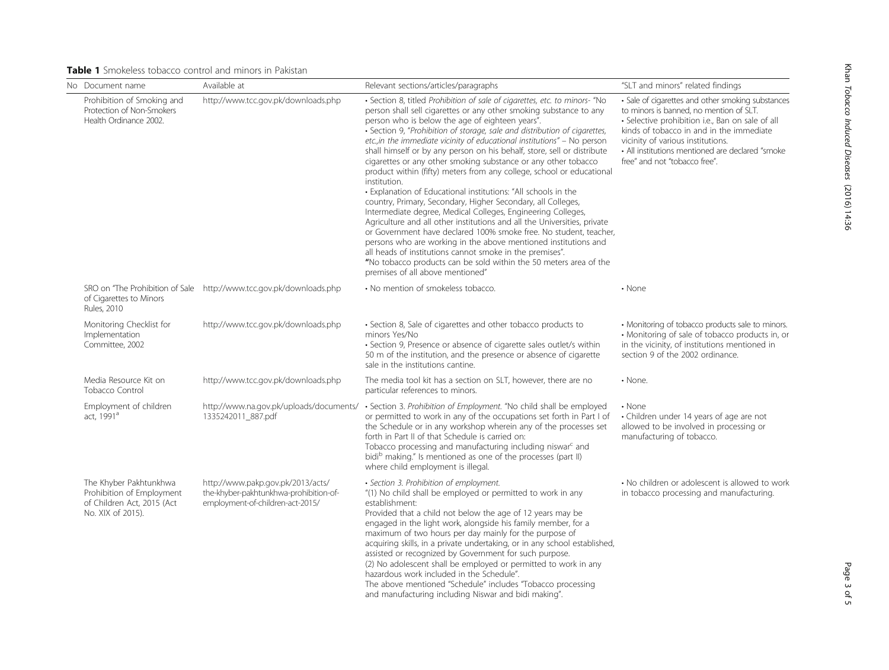**Table 1** Smokeless tobacco control and minors in Pakistan

| No | Document name | Available at | Relevant sections/articles/paragraphs | "SLT and minors" related findings |
|---|---|---|---|---|
| | Prohibition of Smoking and Protection of Non-Smokers Health Ordinance 2002. | http://www.tcc.gov.pk/downloads.php | • Section 8, titled *Prohibition of sale of cigarettes, etc. to minors*- "No person shall sell cigarettes or any other smoking substance to any person who is below the age of eighteen years". • Section 9, "*Prohibition of storage, sale and distribution of cigarettes, etc.,in the immediate vicinity of educational institutions*" – No person shall himself or by any person on his behalf, store, sell or distribute cigarettes or any other smoking substance or any other tobacco product within (fifty) meters from any college, school or educational institution. • Explanation of Educational institutions: "All schools in the country, Primary, Secondary, Higher Secondary, all Colleges, Intermediate degree, Medical Colleges, Engineering Colleges, Agriculture and all other institutions and all the Universities, private or Government have declared 100% smoke free. No student, teacher, persons who are working in the above mentioned institutions and all heads of institutions cannot smoke in the premises". **"**No tobacco products can be sold within the 50 meters area of the premises of all above mentioned" | • Sale of cigarettes and other smoking substances to minors is banned, no mention of SLT. • Selective prohibition i.e., Ban on sale of all kinds of tobacco in and in the immediate vicinity of various institutions. • All institutions mentioned are declared "smoke free" and not "tobacco free". |
| | SRO on "The Prohibition of Sale of Cigarettes to Minors Rules, 2010 | http://www.tcc.gov.pk/downloads.php | • No mention of smokeless tobacco. | • None |
| | Monitoring Checklist for Implementation Committee, 2002 | http://www.tcc.gov.pk/downloads.php | • Section 8, Sale of cigarettes and other tobacco products to minors Yes/No • Section 9, Presence or absence of cigarette sales outlet/s within 50 m of the institution, and the presence or absence of cigarette sale in the institutions cantine. | • Monitoring of tobacco products sale to minors. • Monitoring of sale of tobacco products in, or in the vicinity, of institutions mentioned in section 9 of the 2002 ordinance. |
| | Media Resource Kit on Tobacco Control | http://www.tcc.gov.pk/downloads.php | The media tool kit has a section on SLT, however, there are no particular references to minors. | • None. |
| | Employment of children act, 1991[a] | http://www.na.gov.pk/uploads/documents/1335242011_887.pdf | • Section 3. *Prohibition of Employment*. "No child shall be employed or permitted to work in any of the occupations set forth in Part I of the Schedule or in any workshop wherein any of the processes set forth in Part II of that Schedule is carried on: Tobacco processing and manufacturing including niswar[c] and bidi[b] making." Is mentioned as one of the processes (part II) where child employment is illegal. | • None • Children under 14 years of age are not allowed to be involved in processing or manufacturing of tobacco. |
| | The Khyber Pakhtunkhwa Prohibition of Employment of Children Act, 2015 (Act No. XIX of 2015). | http://www.pakp.gov.pk/2013/acts/the-khyber-pakhtunkhwa-prohibition-of-employment-of-children-act-2015/ | • *Section 3. Prohibition of employment.* "(1) No child shall be employed or permitted to work in any establishment: Provided that a child not below the age of 12 years may be engaged in the light work, alongside his family member, for a maximum of two hours per day mainly for the purpose of acquiring skills, in a private undertaking, or in any school established, assisted or recognized by Government for such purpose. (2) No adolescent shall be employed or permitted to work in any hazardous work included in the Schedule". The above mentioned "Schedule" includes "Tobacco processing and manufacturing including Niswar and bidi making". | • No children or adolescent is allowed to work in tobacco processing and manufacturing. |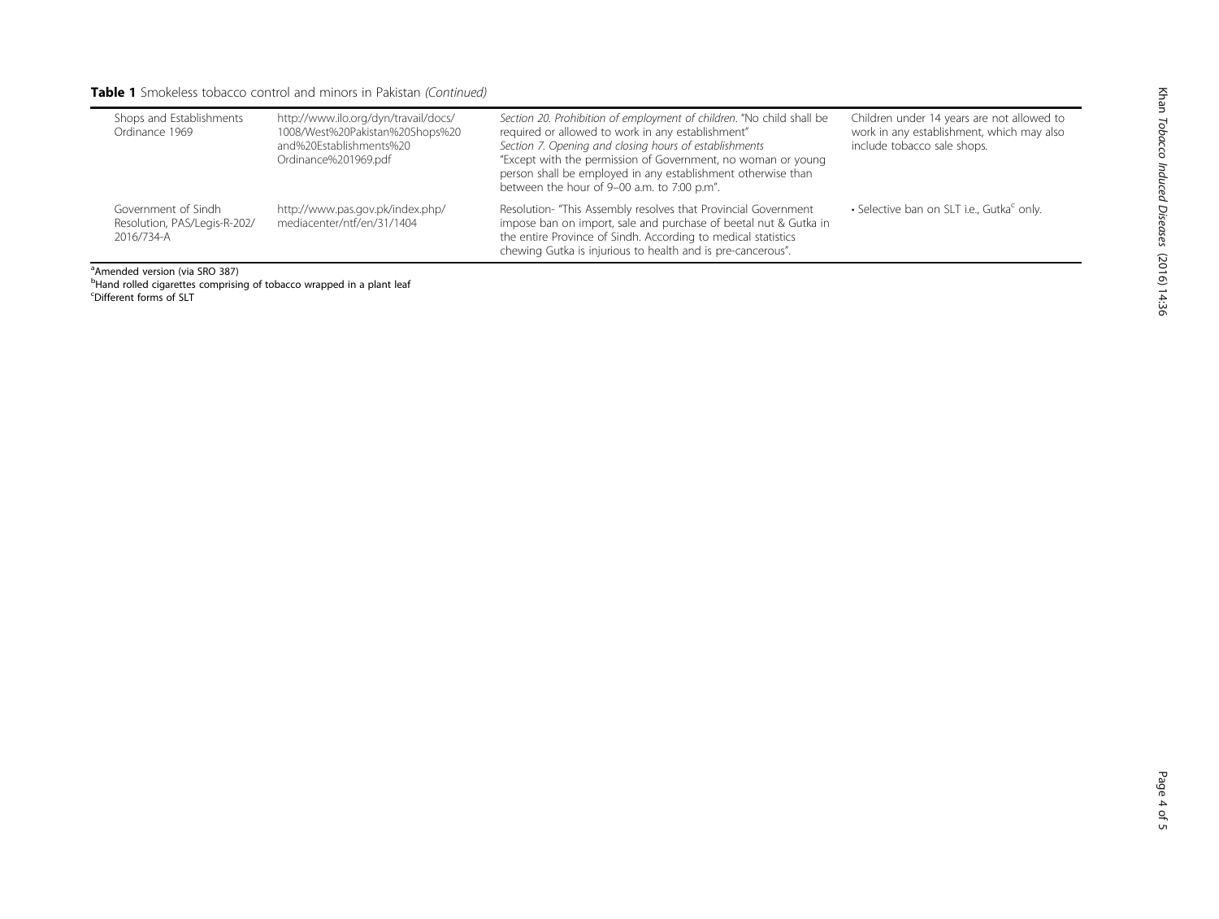**Table 1** Smokeless tobacco control and minors in Pakistan *(Continued)*

| | | | |
|---|---|---|---|
| Shops and Establishments Ordinance 1969 | http://www.ilo.org/dyn/travail/docs/1008/West%20Pakistan%20Shops%20and%20Establishments%20Ordinance%201969.pdf | *Section 20. Prohibition of employment of children*. "No child shall be required or allowed to work in any establishment" *Section 7. Opening and closing hours of establishments* "Except with the permission of Government, no woman or young person shall be employed in any establishment otherwise than between the hour of 9–00 a.m. to 7:00 p.m". | Children under 14 years are not allowed to work in any establishment, which may also include tobacco sale shops. |
| Government of Sindh Resolution, PAS/Legis-R-202/2016/734-A | http://www.pas.gov.pk/index.php/mediacenter/ntf/en/31/1404 | Resolution- "This Assembly resolves that Provincial Government impose ban on import, sale and purchase of beetal nut & Gutka in the entire Province of Sindh. According to medical statistics chewing Gutka is injurious to health and is pre-cancerous". | • Selective ban on SLT i.e., Gutka[c] only. |

[a]Amended version (via SRO 387)
[b]Hand rolled cigarettes comprising of tobacco wrapped in a plant leaf
[c]Different forms of SLT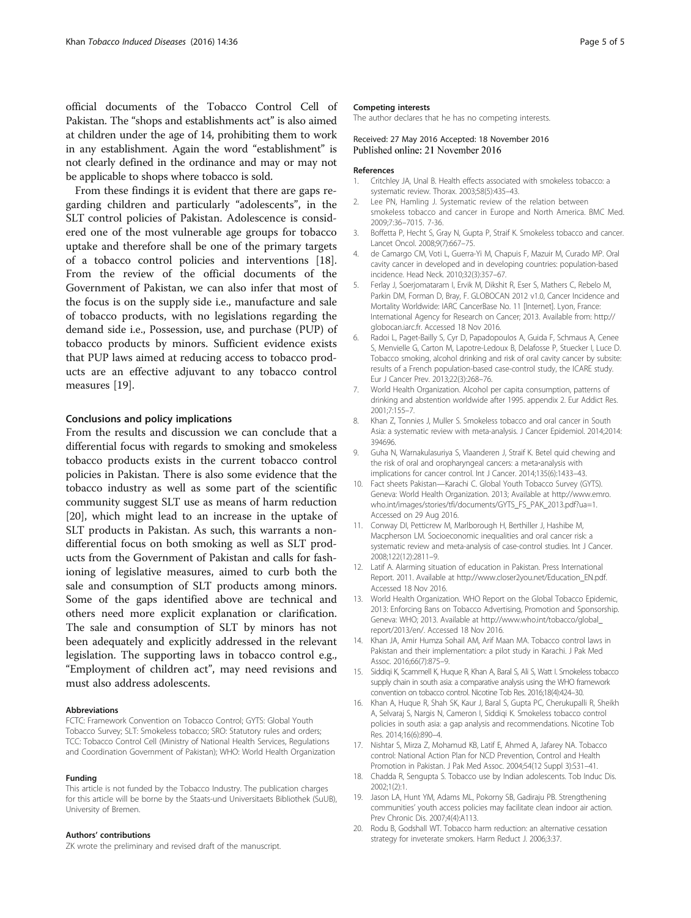official documents of the Tobacco Control Cell of Pakistan. The "shops and establishments act" is also aimed at children under the age of 14, prohibiting them to work in any establishment. Again the word "establishment" is not clearly defined in the ordinance and may or may not be applicable to shops where tobacco is sold.

From these findings it is evident that there are gaps regarding children and particularly "adolescents", in the SLT control policies of Pakistan. Adolescence is considered one of the most vulnerable age groups for tobacco uptake and therefore shall be one of the primary targets of a tobacco control policies and interventions [18]. From the review of the official documents of the Government of Pakistan, we can also infer that most of the focus is on the supply side i.e., manufacture and sale of tobacco products, with no legislations regarding the demand side i.e., Possession, use, and purchase (PUP) of tobacco products by minors. Sufficient evidence exists that PUP laws aimed at reducing access to tobacco products are an effective adjuvant to any tobacco control measures [19].

## Conclusions and policy implications

From the results and discussion we can conclude that a differential focus with regards to smoking and smokeless tobacco products exists in the current tobacco control policies in Pakistan. There is also some evidence that the tobacco industry as well as some part of the scientific community suggest SLT use as means of harm reduction [20], which might lead to an increase in the uptake of SLT products in Pakistan. As such, this warrants a non-differential focus on both smoking as well as SLT products from the Government of Pakistan and calls for fashioning of legislative measures, aimed to curb both the sale and consumption of SLT products among minors. Some of the gaps identified above are technical and others need more explicit explanation or clarification. The sale and consumption of SLT by minors has not been adequately and explicitly addressed in the relevant legislation. The supporting laws in tobacco control e.g., "Employment of children act", may need revisions and must also address adolescents.

### Abbreviations

FCTC: Framework Convention on Tobacco Control; GYTS: Global Youth Tobacco Survey; SLT: Smokeless tobacco; SRO: Statutory rules and orders; TCC: Tobacco Control Cell (Ministry of National Health Services, Regulations and Coordination Government of Pakistan); WHO: World Health Organization

### Funding

This article is not funded by the Tobacco Industry. The publication charges for this article will be borne by the Staats-und Universitaets Bibliothek (SuUB), University of Bremen.

### Authors' contributions

ZK wrote the preliminary and revised draft of the manuscript.

### Competing interests

The author declares that he has no competing interests.

Received: 27 May 2016 Accepted: 18 November 2016
Published online: 21 November 2016

### References

1. Critchley JA, Unal B. Health effects associated with smokeless tobacco: a systematic review. Thorax. 2003;58(5):435–43.
2. Lee PN, Hamling J. Systematic review of the relation between smokeless tobacco and cancer in Europe and North America. BMC Med. 2009;7:36–7015. 7-36.
3. Boffetta P, Hecht S, Gray N, Gupta P, Straif K. Smokeless tobacco and cancer. Lancet Oncol. 2008;9(7):667–75.
4. de Camargo CM, Voti L, Guerra-Yi M, Chapuis F, Mazuir M, Curado MP. Oral cavity cancer in developed and in developing countries: population-based incidence. Head Neck. 2010;32(3):357–67.
5. Ferlay J, Soerjomataram I, Ervik M, Dikshit R, Eser S, Mathers C, Rebelo M, Parkin DM, Forman D, Bray, F. GLOBOCAN 2012 v1.0, Cancer Incidence and Mortality Worldwide: IARC CancerBase No. 11 [Internet]. Lyon, France: International Agency for Research on Cancer; 2013. Available from: http://globocan.iarc.fr. Accessed 18 Nov 2016.
6. Radoi L, Paget-Bailly S, Cyr D, Papadopoulos A, Guida F, Schmaus A, Cenee S, Menvielle G, Carton M, Lapotre-Ledoux B, Delafosse P, Stuecker I, Luce D. Tobacco smoking, alcohol drinking and risk of oral cavity cancer by subsite: results of a French population-based case-control study, the ICARE study. Eur J Cancer Prev. 2013;22(3):268–76.
7. World Health Organization. Alcohol per capita consumption, patterns of drinking and abstention worldwide after 1995. appendix 2. Eur Addict Res. 2001;7:155–7.
8. Khan Z, Tonnies J, Muller S. Smokeless tobacco and oral cancer in South Asia: a systematic review with meta-analysis. J Cancer Epidemiol. 2014;2014:394696.
9. Guha N, Warnakulasuriya S, Vlaanderen J, Straif K. Betel quid chewing and the risk of oral and oropharyngeal cancers: a meta-analysis with implications for cancer control. Int J Cancer. 2014;135(6):1433–43.
10. Fact sheets Pakistan—Karachi C. Global Youth Tobacco Survey (GYTS). Geneva: World Health Organization. 2013; Available at http://www.emro.who.int/images/stories/tfi/documents/GYTS_FS_PAK_2013.pdf?ua=1. Accessed on 29 Aug 2016.
11. Conway DI, Petticrew M, Marlborough H, Berthiller J, Hashibe M, Macpherson LM. Socioeconomic inequalities and oral cancer risk: a systematic review and meta-analysis of case-control studies. Int J Cancer. 2008;122(12):2811–9.
12. Latif A. Alarming situation of education in Pakistan. Press International Report. 2011. Available at http://www.closer2you.net/Education_EN.pdf. Accessed 18 Nov 2016.
13. World Health Organization. WHO Report on the Global Tobacco Epidemic, 2013: Enforcing Bans on Tobacco Advertising, Promotion and Sponsorship. Geneva: WHO; 2013. Available at http://www.who.int/tobacco/global_report/2013/en/. Accessed 18 Nov 2016.
14. Khan JA, Amir Humza Sohail AM, Arif Maan MA. Tobacco control laws in Pakistan and their implementation: a pilot study in Karachi. J Pak Med Assoc. 2016;66(7):875–9.
15. Siddiqi K, Scammell K, Huque R, Khan A, Baral S, Ali S, Watt I. Smokeless tobacco supply chain in south asia: a comparative analysis using the WHO framework convention on tobacco control. Nicotine Tob Res. 2016;18(4):424–30.
16. Khan A, Huque R, Shah SK, Kaur J, Baral S, Gupta PC, Cherukupalli R, Sheikh A, Selvaraj S, Nargis N, Cameron I, Siddiqi K. Smokeless tobacco control policies in south asia: a gap analysis and recommendations. Nicotine Tob Res. 2014;16(6):890–4.
17. Nishtar S, Mirza Z, Mohamud KB, Latif E, Ahmed A, Jafarey NA. Tobacco control: National Action Plan for NCD Prevention, Control and Health Promotion in Pakistan. J Pak Med Assoc. 2004;54(12 Suppl 3):S31–41.
18. Chadda R, Sengupta S. Tobacco use by Indian adolescents. Tob Induc Dis. 2002;1(2):1.
19. Jason LA, Hunt YM, Adams ML, Pokorny SB, Gadiraju PB. Strengthening communities' youth access policies may facilitate clean indoor air action. Prev Chronic Dis. 2007;4(4):A113.
20. Rodu B, Godshall WT. Tobacco harm reduction: an alternative cessation strategy for inveterate smokers. Harm Reduct J. 2006;3:37.